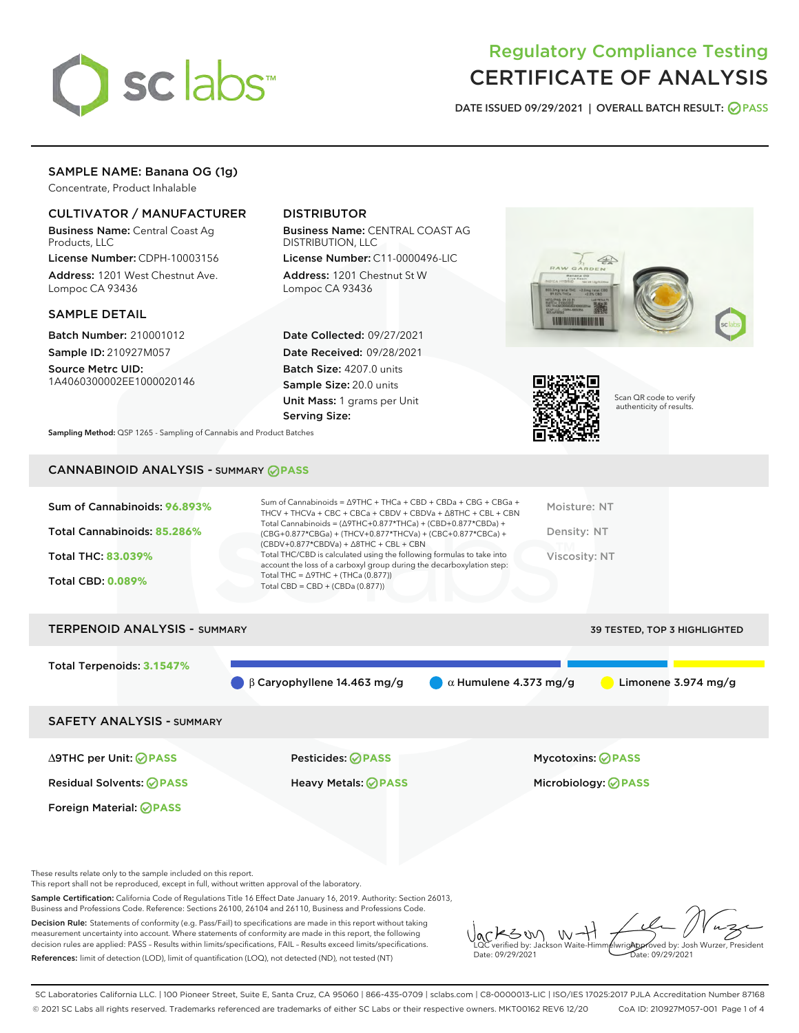# Regulatory Compliance Testing
# CERTIFICATE OF ANALYSIS

DATE ISSUED 09/29/2021 | OVERALL BATCH RESULT: PASS

## SAMPLE NAME: Banana OG (1g)

Concentrate, Product Inhalable

### CULTIVATOR / MANUFACTURER

**Business Name:** Central Coast Ag Products, LLC

**License Number:** CDPH-10003156

**Address:** 1201 West Chestnut Ave. Lompoc CA 93436

### DISTRIBUTOR

**Business Name:** CENTRAL COAST AG DISTRIBUTION, LLC

**License Number:** C11-0000496-LIC

**Address:** 1201 Chestnut St W Lompoc CA 93436

### SAMPLE DETAIL

**Batch Number:** 210001012

**Sample ID:** 210927M057

**Source Metrc UID:** 1A4060300002EE1000020146

**Date Collected:** 09/27/2021

**Date Received:** 09/28/2021

**Batch Size:** 4207.0 units

**Sample Size:** 20.0 units

**Unit Mass:** 1 grams per Unit

**Serving Size:**

Scan QR code to verify authenticity of results.

**Sampling Method:** QSP 1265 - Sampling of Cannabis and Product Batches

## CANNABINOID ANALYSIS - SUMMARY PASS

**Sum of Cannabinoids:** 96.893%

**Total Cannabinoids:** 85.286%

**Total THC:** 83.039%

**Total CBD:** 0.089%

Sum of Cannabinoids = Δ9THC + THCa + CBD + CBDa + CBG + CBGa + THCV + THCVa + CBC + CBCa + CBDV + CBDVa + Δ8THC + CBL + CBN

Total Cannabinoids = (Δ9THC+0.877*THCa) + (CBD+0.877*CBDa) + (CBG+0.877*CBGa) + (THCV+0.877*THCVa) + (CBC+0.877*CBCa) + (CBDV+0.877*CBDVa) + Δ8THC + CBL + CBN

Total THC/CBD is calculated using the following formulas to take into account the loss of a carboxyl group during the decarboxylation step:

Total THC = Δ9THC + (THCa (0.877))

Total CBD = CBD + (CBDa (0.877))

Moisture: NT

Density: NT

Viscosity: NT

## TERPENOID ANALYSIS - SUMMARY

39 TESTED, TOP 3 HIGHLIGHTED

**Total Terpenoids:** 3.1547%

β Caryophyllene 14.463 mg/g | α Humulene 4.373 mg/g | Limonene 3.974 mg/g

## SAFETY ANALYSIS - SUMMARY

| | | |
|---|---|---|
| Δ9THC per Unit: PASS | Pesticides: PASS | Mycotoxins: PASS |
| Residual Solvents: PASS | Heavy Metals: PASS | Microbiology: PASS |
| Foreign Material: PASS | | |

These results relate only to the sample included on this report.
This report shall not be reproduced, except in full, without written approval of the laboratory.

**Sample Certification:** California Code of Regulations Title 16 Effect Date January 16, 2019. Authority: Section 26013, Business and Professions Code. Reference: Sections 26100, 26104 and 26110, Business and Professions Code.

**Decision Rule:** Statements of conformity (e.g. Pass/Fail) to specifications are made in this report without taking measurement uncertainty into account. Where statements of conformity are made in this report, the following decision rules are applied: PASS – Results within limits/specifications, FAIL – Results exceed limits/specifications.

**References:** limit of detection (LOD), limit of quantification (LOQ), not detected (ND), not tested (NT)

LQC verified by: Jackson Waite-Himmelwright
Date: 09/29/2021

Approved by: Josh Wurzer, President
Date: 09/29/2021

SC Laboratories California LLC. | 100 Pioneer Street, Suite E, Santa Cruz, CA 95060 | 866-435-0709 | sclabs.com | C8-0000013-LIC | ISO/IES 17025:2017 PJLA Accreditation Number 87168
© 2021 SC Labs all rights reserved. Trademarks referenced are trademarks of either SC Labs or their respective owners. MKT00162 REV6 12/20 CoA ID: 210927M057-001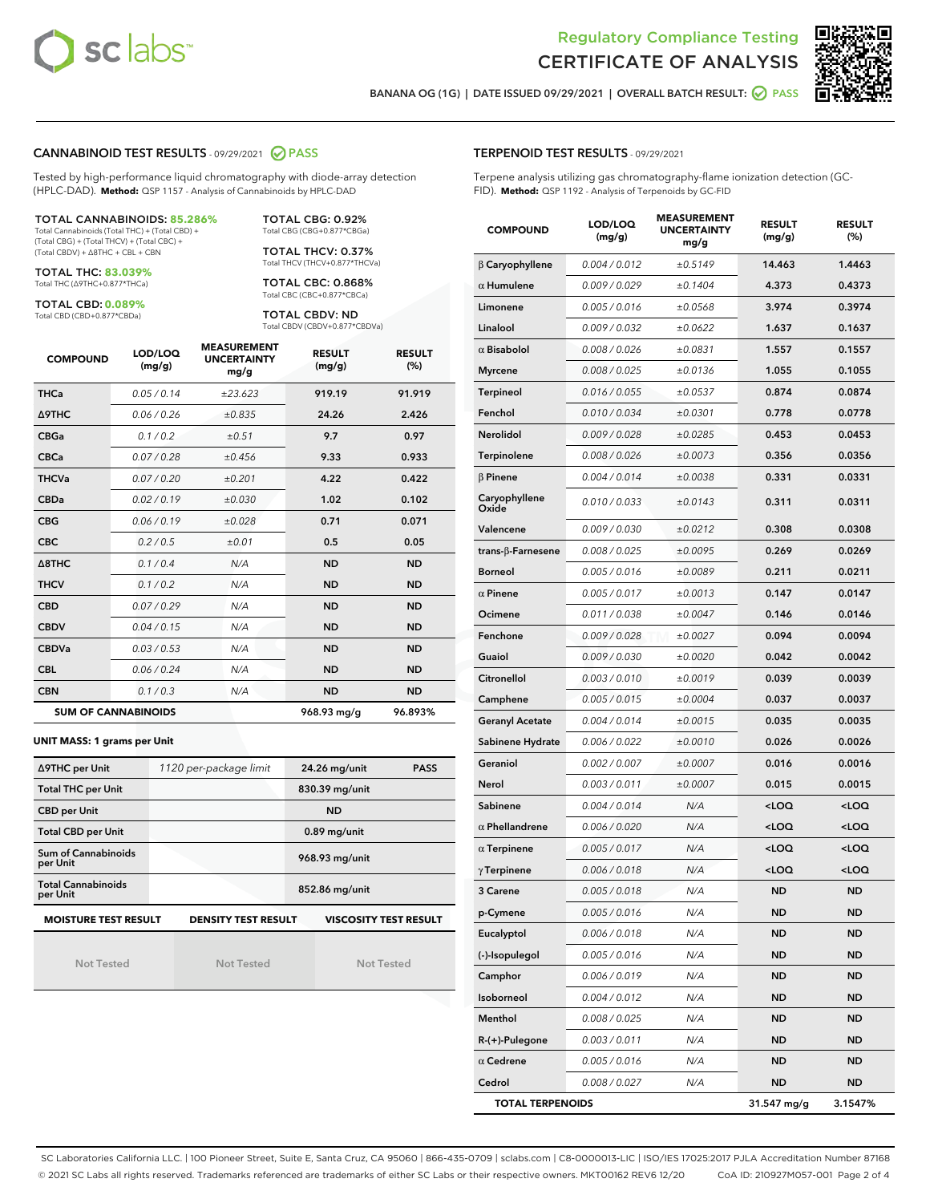Regulatory Compliance Testing

# CERTIFICATE OF ANALYSIS

BANANA OG (1G) | DATE ISSUED 09/29/2021 | OVERALL BATCH RESULT: PASS

## CANNABINOID TEST RESULTS - 09/29/2021 PASS

Tested by high-performance liquid chromatography with diode-array detection (HPLC-DAD). **Method:** QSP 1157 - Analysis of Cannabinoids by HPLC-DAD

**TOTAL CANNABINOIDS: 85.286%**
Total Cannabinoids (Total THC) + (Total CBD) + (Total CBG) + (Total THCV) + (Total CBC) + (Total CBDV) + Δ8THC + CBL + CBN

**TOTAL THC: 83.039%**
Total THC (Δ9THC+0.877*THCa)

**TOTAL CBD: 0.089%**
Total CBD (CBD+0.877*CBDa)

**TOTAL CBG: 0.92%**
Total CBG (CBG+0.877*CBGa)

**TOTAL THCV: 0.37%**
Total THCV (THCV+0.877*THCVa)

**TOTAL CBC: 0.868%**
Total CBC (CBC+0.877*CBCa)

**TOTAL CBDV: ND**
Total CBDV (CBDV+0.877*CBDVa)

| COMPOUND | LOD/LOQ (mg/g) | MEASUREMENT UNCERTAINTY mg/g | RESULT (mg/g) | RESULT (%) |
|---|---|---|---|---|
| THCa | 0.05 / 0.14 | ±23.623 | 919.19 | 91.919 |
| Δ9THC | 0.06 / 0.26 | ±0.835 | 24.26 | 2.426 |
| CBGa | 0.1 / 0.2 | ±0.51 | 9.7 | 0.97 |
| CBCa | 0.07 / 0.28 | ±0.456 | 9.33 | 0.933 |
| THCVa | 0.07 / 0.20 | ±0.201 | 4.22 | 0.422 |
| CBDa | 0.02 / 0.19 | ±0.030 | 1.02 | 0.102 |
| CBG | 0.06 / 0.19 | ±0.028 | 0.71 | 0.071 |
| CBC | 0.2 / 0.5 | ±0.01 | 0.5 | 0.05 |
| Δ8THC | 0.1 / 0.4 | N/A | ND | ND |
| THCV | 0.1 / 0.2 | N/A | ND | ND |
| CBD | 0.07 / 0.29 | N/A | ND | ND |
| CBDV | 0.04 / 0.15 | N/A | ND | ND |
| CBDVa | 0.03 / 0.53 | N/A | ND | ND |
| CBL | 0.06 / 0.24 | N/A | ND | ND |
| CBN | 0.1 / 0.3 | N/A | ND | ND |
| **SUM OF CANNABINOIDS** | | | 968.93 mg/g | 96.893% |

### UNIT MASS: 1 grams per Unit

| | | | |
|---|---|---|---|
| Δ9THC per Unit | 1120 per-package limit | 24.26 mg/unit | PASS |
| Total THC per Unit | | 830.39 mg/unit | |
| CBD per Unit | | ND | |
| Total CBD per Unit | | 0.89 mg/unit | |
| Sum of Cannabinoids per Unit | | 968.93 mg/unit | |
| Total Cannabinoids per Unit | | 852.86 mg/unit | |

| MOISTURE TEST RESULT | DENSITY TEST RESULT | VISCOSITY TEST RESULT |
|---|---|---|
| Not Tested | Not Tested | Not Tested |

## TERPENOID TEST RESULTS - 09/29/2021

Terpene analysis utilizing gas chromatography-flame ionization detection (GC-FID). **Method:** QSP 1192 - Analysis of Terpenoids by GC-FID

| COMPOUND | LOD/LOQ (mg/g) | MEASUREMENT UNCERTAINTY mg/g | RESULT (mg/g) | RESULT (%) |
|---|---|---|---|---|
| β Caryophyllene | 0.004 / 0.012 | ±0.5149 | 14.463 | 1.4463 |
| α Humulene | 0.009 / 0.029 | ±0.1404 | 4.373 | 0.4373 |
| Limonene | 0.005 / 0.016 | ±0.0568 | 3.974 | 0.3974 |
| Linalool | 0.009 / 0.032 | ±0.0622 | 1.637 | 0.1637 |
| α Bisabolol | 0.008 / 0.026 | ±0.0831 | 1.557 | 0.1557 |
| Myrcene | 0.008 / 0.025 | ±0.0136 | 1.055 | 0.1055 |
| Terpineol | 0.016 / 0.055 | ±0.0537 | 0.874 | 0.0874 |
| Fenchol | 0.010 / 0.034 | ±0.0301 | 0.778 | 0.0778 |
| Nerolidol | 0.009 / 0.028 | ±0.0285 | 0.453 | 0.0453 |
| Terpinolene | 0.008 / 0.026 | ±0.0073 | 0.356 | 0.0356 |
| β Pinene | 0.004 / 0.014 | ±0.0038 | 0.331 | 0.0331 |
| Caryophyllene Oxide | 0.010 / 0.033 | ±0.0143 | 0.311 | 0.0311 |
| Valencene | 0.009 / 0.030 | ±0.0212 | 0.308 | 0.0308 |
| trans-β-Farnesene | 0.008 / 0.025 | ±0.0095 | 0.269 | 0.0269 |
| Borneol | 0.005 / 0.016 | ±0.0089 | 0.211 | 0.0211 |
| α Pinene | 0.005 / 0.017 | ±0.0013 | 0.147 | 0.0147 |
| Ocimene | 0.011 / 0.038 | ±0.0047 | 0.146 | 0.0146 |
| Fenchone | 0.009 / 0.028 | ±0.0027 | 0.094 | 0.0094 |
| Guaiol | 0.009 / 0.030 | ±0.0020 | 0.042 | 0.0042 |
| Citronellol | 0.003 / 0.010 | ±0.0019 | 0.039 | 0.0039 |
| Camphene | 0.005 / 0.015 | ±0.0004 | 0.037 | 0.0037 |
| Geranyl Acetate | 0.004 / 0.014 | ±0.0015 | 0.035 | 0.0035 |
| Sabinene Hydrate | 0.006 / 0.022 | ±0.0010 | 0.026 | 0.0026 |
| Geraniol | 0.002 / 0.007 | ±0.0007 | 0.016 | 0.0016 |
| Nerol | 0.003 / 0.011 | ±0.0007 | 0.015 | 0.0015 |
| Sabinene | 0.004 / 0.014 | N/A | <LOQ | <LOQ |
| α Phellandrene | 0.006 / 0.020 | N/A | <LOQ | <LOQ |
| α Terpinene | 0.005 / 0.017 | N/A | <LOQ | <LOQ |
| γ Terpinene | 0.006 / 0.018 | N/A | <LOQ | <LOQ |
| 3 Carene | 0.005 / 0.018 | N/A | ND | ND |
| p-Cymene | 0.005 / 0.016 | N/A | ND | ND |
| Eucalyptol | 0.006 / 0.018 | N/A | ND | ND |
| (-)-Isopulegol | 0.005 / 0.016 | N/A | ND | ND |
| Camphor | 0.006 / 0.019 | N/A | ND | ND |
| Isoborneol | 0.004 / 0.012 | N/A | ND | ND |
| Menthol | 0.008 / 0.025 | N/A | ND | ND |
| R-(+)-Pulegone | 0.003 / 0.011 | N/A | ND | ND |
| α Cedrene | 0.005 / 0.016 | N/A | ND | ND |
| Cedrol | 0.008 / 0.027 | N/A | ND | ND |
| **TOTAL TERPENOIDS** | | | 31.547 mg/g | 3.1547% |

SC Laboratories California LLC. | 100 Pioneer Street, Suite E, Santa Cruz, CA 95060 | 866-435-0709 | sclabs.com | C8-0000013-LIC | ISO/IES 17025:2017 PJLA Accreditation Number 87168
© 2021 SC Labs all rights reserved. Trademarks referenced are trademarks of either SC Labs or their respective owners. MKT00162 REV6 12/20 CoA ID: 210927M057-001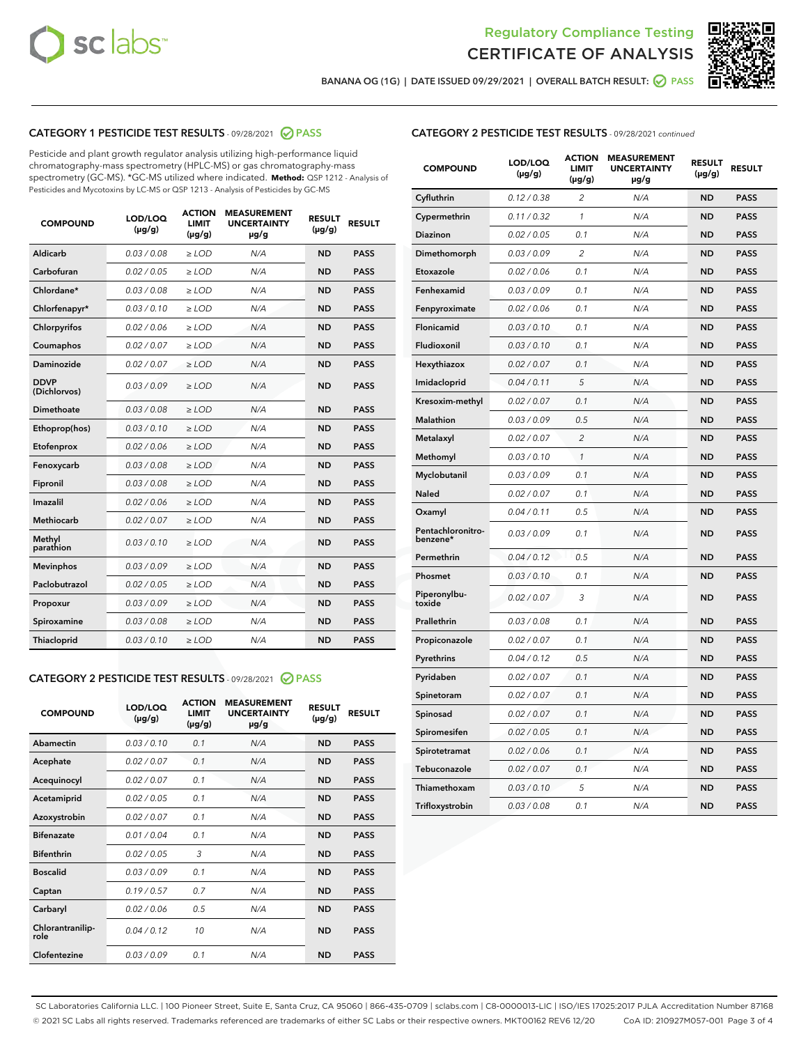Regulatory Compliance Testing

# CERTIFICATE OF ANALYSIS

BANANA OG (1G) | DATE ISSUED 09/29/2021 | OVERALL BATCH RESULT: PASS

## CATEGORY 1 PESTICIDE TEST RESULTS - 09/28/2021 PASS

Pesticide and plant growth regulator analysis utilizing high-performance liquid chromatography-mass spectrometry (HPLC-MS) or gas chromatography-mass spectrometry (GC-MS). *GC-MS utilized where indicated. **Method:** QSP 1212 - Analysis of Pesticides and Mycotoxins by LC-MS or QSP 1213 - Analysis of Pesticides by GC-MS

| COMPOUND | LOD/LOQ (µg/g) | ACTION LIMIT (µg/g) | MEASUREMENT UNCERTAINTY µg/g | RESULT (µg/g) | RESULT |
|---|---|---|---|---|---|
| Aldicarb | 0.03 / 0.08 | ≥ LOD | N/A | ND | PASS |
| Carbofuran | 0.02 / 0.05 | ≥ LOD | N/A | ND | PASS |
| Chlordane* | 0.03 / 0.08 | ≥ LOD | N/A | ND | PASS |
| Chlorfenapyr* | 0.03 / 0.10 | ≥ LOD | N/A | ND | PASS |
| Chlorpyrifos | 0.02 / 0.06 | ≥ LOD | N/A | ND | PASS |
| Coumaphos | 0.02 / 0.07 | ≥ LOD | N/A | ND | PASS |
| Daminozide | 0.02 / 0.07 | ≥ LOD | N/A | ND | PASS |
| DDVP (Dichlorvos) | 0.03 / 0.09 | ≥ LOD | N/A | ND | PASS |
| Dimethoate | 0.03 / 0.08 | ≥ LOD | N/A | ND | PASS |
| Ethoprop(hos) | 0.03 / 0.10 | ≥ LOD | N/A | ND | PASS |
| Etofenprox | 0.02 / 0.06 | ≥ LOD | N/A | ND | PASS |
| Fenoxycarb | 0.03 / 0.08 | ≥ LOD | N/A | ND | PASS |
| Fipronil | 0.03 / 0.08 | ≥ LOD | N/A | ND | PASS |
| Imazalil | 0.02 / 0.06 | ≥ LOD | N/A | ND | PASS |
| Methiocarb | 0.02 / 0.07 | ≥ LOD | N/A | ND | PASS |
| Methyl parathion | 0.03 / 0.10 | ≥ LOD | N/A | ND | PASS |
| Mevinphos | 0.03 / 0.09 | ≥ LOD | N/A | ND | PASS |
| Paclobutrazol | 0.02 / 0.05 | ≥ LOD | N/A | ND | PASS |
| Propoxur | 0.03 / 0.09 | ≥ LOD | N/A | ND | PASS |
| Spiroxamine | 0.03 / 0.08 | ≥ LOD | N/A | ND | PASS |
| Thiacloprid | 0.03 / 0.10 | ≥ LOD | N/A | ND | PASS |

## CATEGORY 2 PESTICIDE TEST RESULTS - 09/28/2021 PASS

| COMPOUND | LOD/LOQ (µg/g) | ACTION LIMIT (µg/g) | MEASUREMENT UNCERTAINTY µg/g | RESULT (µg/g) | RESULT |
|---|---|---|---|---|---|
| Abamectin | 0.03 / 0.10 | 0.1 | N/A | ND | PASS |
| Acephate | 0.02 / 0.07 | 0.1 | N/A | ND | PASS |
| Acequinocyl | 0.02 / 0.07 | 0.1 | N/A | ND | PASS |
| Acetamiprid | 0.02 / 0.05 | 0.1 | N/A | ND | PASS |
| Azoxystrobin | 0.02 / 0.07 | 0.1 | N/A | ND | PASS |
| Bifenazate | 0.01 / 0.04 | 0.1 | N/A | ND | PASS |
| Bifenthrin | 0.02 / 0.05 | 3 | N/A | ND | PASS |
| Boscalid | 0.03 / 0.09 | 0.1 | N/A | ND | PASS |
| Captan | 0.19 / 0.57 | 0.7 | N/A | ND | PASS |
| Carbaryl | 0.02 / 0.06 | 0.5 | N/A | ND | PASS |
| Chlorantraniliprole | 0.04 / 0.12 | 10 | N/A | ND | PASS |
| Clofentezine | 0.03 / 0.09 | 0.1 | N/A | ND | PASS |
| Cyfluthrin | 0.12 / 0.38 | 2 | N/A | ND | PASS |
| Cypermethrin | 0.11 / 0.32 | 1 | N/A | ND | PASS |
| Diazinon | 0.02 / 0.05 | 0.1 | N/A | ND | PASS |
| Dimethomorph | 0.03 / 0.09 | 2 | N/A | ND | PASS |
| Etoxazole | 0.02 / 0.06 | 0.1 | N/A | ND | PASS |
| Fenhexamid | 0.03 / 0.09 | 0.1 | N/A | ND | PASS |
| Fenpyroximate | 0.02 / 0.06 | 0.1 | N/A | ND | PASS |
| Flonicamid | 0.03 / 0.10 | 0.1 | N/A | ND | PASS |
| Fludioxonil | 0.03 / 0.10 | 0.1 | N/A | ND | PASS |
| Hexythiazox | 0.02 / 0.07 | 0.1 | N/A | ND | PASS |
| Imidacloprid | 0.04 / 0.11 | 5 | N/A | ND | PASS |
| Kresoxim-methyl | 0.02 / 0.07 | 0.1 | N/A | ND | PASS |
| Malathion | 0.03 / 0.09 | 0.5 | N/A | ND | PASS |
| Metalaxyl | 0.02 / 0.07 | 2 | N/A | ND | PASS |
| Methomyl | 0.03 / 0.10 | 1 | N/A | ND | PASS |
| Myclobutanil | 0.03 / 0.09 | 0.1 | N/A | ND | PASS |
| Naled | 0.02 / 0.07 | 0.1 | N/A | ND | PASS |
| Oxamyl | 0.04 / 0.11 | 0.5 | N/A | ND | PASS |
| Pentachloronitrobenzene* | 0.03 / 0.09 | 0.1 | N/A | ND | PASS |
| Permethrin | 0.04 / 0.12 | 0.5 | N/A | ND | PASS |
| Phosmet | 0.03 / 0.10 | 0.1 | N/A | ND | PASS |
| Piperonylbutoxide | 0.02 / 0.07 | 3 | N/A | ND | PASS |
| Prallethrin | 0.03 / 0.08 | 0.1 | N/A | ND | PASS |
| Propiconazole | 0.02 / 0.07 | 0.1 | N/A | ND | PASS |
| Pyrethrins | 0.04 / 0.12 | 0.5 | N/A | ND | PASS |
| Pyridaben | 0.02 / 0.07 | 0.1 | N/A | ND | PASS |
| Spinetoram | 0.02 / 0.07 | 0.1 | N/A | ND | PASS |
| Spinosad | 0.02 / 0.07 | 0.1 | N/A | ND | PASS |
| Spiromesifen | 0.02 / 0.05 | 0.1 | N/A | ND | PASS |
| Spirotetramat | 0.02 / 0.06 | 0.1 | N/A | ND | PASS |
| Tebuconazole | 0.02 / 0.07 | 0.1 | N/A | ND | PASS |
| Thiamethoxam | 0.03 / 0.10 | 5 | N/A | ND | PASS |
| Trifloxystrobin | 0.03 / 0.08 | 0.1 | N/A | ND | PASS |

SC Laboratories California LLC. | 100 Pioneer Street, Suite E, Santa Cruz, CA 95060 | 866-435-0709 | sclabs.com | C8-0000013-LIC | ISO/IES 17025:2017 PJLA Accreditation Number 87168
© 2021 SC Labs all rights reserved. Trademarks referenced are trademarks of either SC Labs or their respective owners. MKT00162 REV6 12/20 CoA ID: 210927M057-001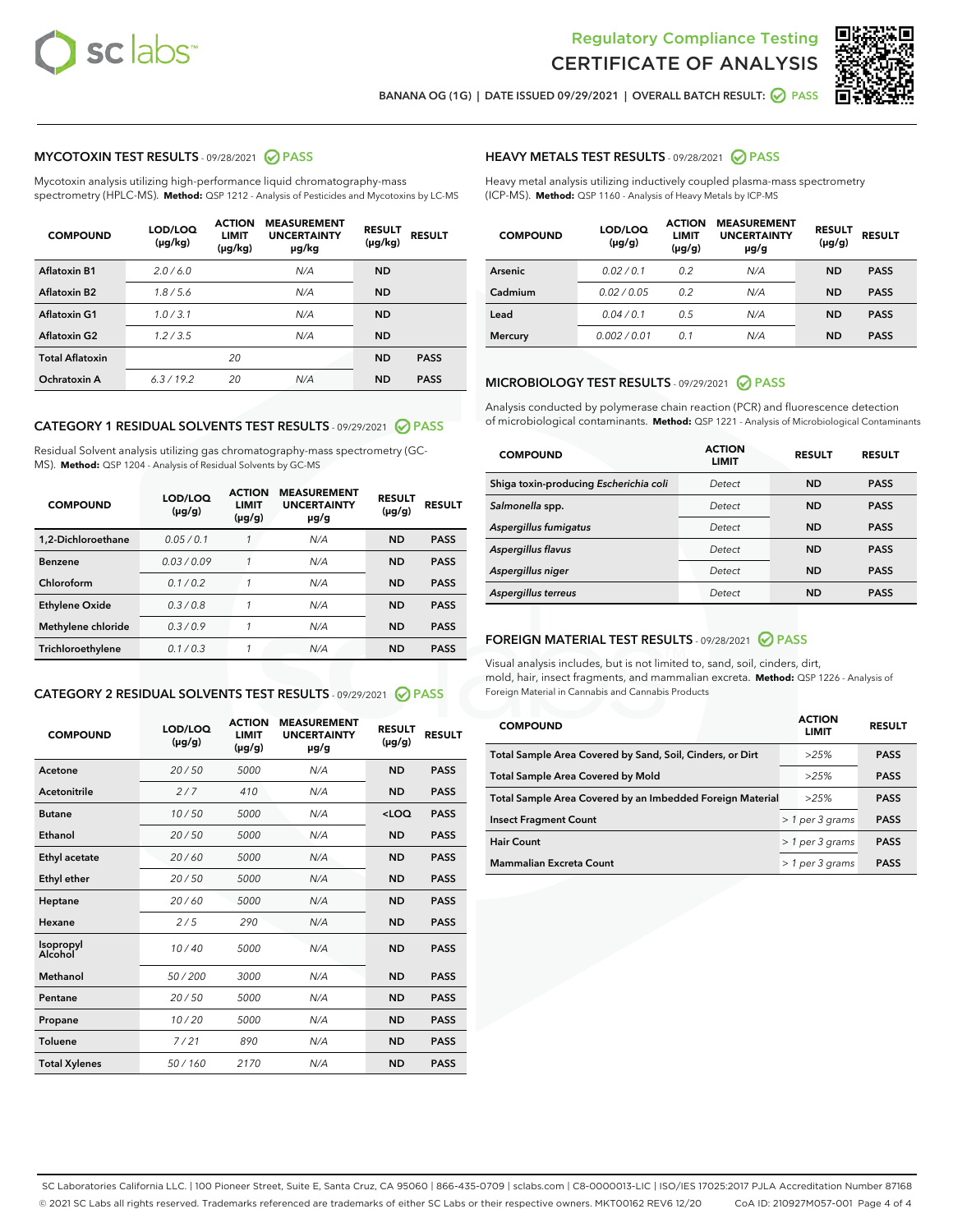Regulatory Compliance Testing
# CERTIFICATE OF ANALYSIS

BANANA OG (1G) | DATE ISSUED 09/29/2021 | OVERALL BATCH RESULT: PASS

## MYCOTOXIN TEST RESULTS - 09/28/2021 PASS

Mycotoxin analysis utilizing high-performance liquid chromatography-mass spectrometry (HPLC-MS). **Method:** QSP 1212 - Analysis of Pesticides and Mycotoxins by LC-MS

| COMPOUND | LOD/LOQ (μg/kg) | ACTION LIMIT (μg/kg) | MEASUREMENT UNCERTAINTY μg/kg | RESULT (μg/kg) | RESULT |
|---|---|---|---|---|---|
| Aflatoxin B1 | 2.0 / 6.0 | | N/A | ND | |
| Aflatoxin B2 | 1.8 / 5.6 | | N/A | ND | |
| Aflatoxin G1 | 1.0 / 3.1 | | N/A | ND | |
| Aflatoxin G2 | 1.2 / 3.5 | | N/A | ND | |
| Total Aflatoxin | | 20 | | ND | PASS |
| Ochratoxin A | 6.3 / 19.2 | 20 | N/A | ND | PASS |

## CATEGORY 1 RESIDUAL SOLVENTS TEST RESULTS - 09/29/2021 PASS

Residual Solvent analysis utilizing gas chromatography-mass spectrometry (GC-MS). **Method:** QSP 1204 - Analysis of Residual Solvents by GC-MS

| COMPOUND | LOD/LOQ (μg/g) | ACTION LIMIT (μg/g) | MEASUREMENT UNCERTAINTY μg/g | RESULT (μg/g) | RESULT |
|---|---|---|---|---|---|
| 1,2-Dichloroethane | 0.05 / 0.1 | 1 | N/A | ND | PASS |
| Benzene | 0.03 / 0.09 | 1 | N/A | ND | PASS |
| Chloroform | 0.1 / 0.2 | 1 | N/A | ND | PASS |
| Ethylene Oxide | 0.3 / 0.8 | 1 | N/A | ND | PASS |
| Methylene chloride | 0.3 / 0.9 | 1 | N/A | ND | PASS |
| Trichloroethylene | 0.1 / 0.3 | 1 | N/A | ND | PASS |

## CATEGORY 2 RESIDUAL SOLVENTS TEST RESULTS - 09/29/2021 PASS

| COMPOUND | LOD/LOQ (μg/g) | ACTION LIMIT (μg/g) | MEASUREMENT UNCERTAINTY μg/g | RESULT (μg/g) | RESULT |
|---|---|---|---|---|---|
| Acetone | 20 / 50 | 5000 | N/A | ND | PASS |
| Acetonitrile | 2 / 7 | 410 | N/A | ND | PASS |
| Butane | 10 / 50 | 5000 | N/A | <LOQ | PASS |
| Ethanol | 20 / 50 | 5000 | N/A | ND | PASS |
| Ethyl acetate | 20 / 60 | 5000 | N/A | ND | PASS |
| Ethyl ether | 20 / 50 | 5000 | N/A | ND | PASS |
| Heptane | 20 / 60 | 5000 | N/A | ND | PASS |
| Hexane | 2 / 5 | 290 | N/A | ND | PASS |
| Isopropyl Alcohol | 10 / 40 | 5000 | N/A | ND | PASS |
| Methanol | 50 / 200 | 3000 | N/A | ND | PASS |
| Pentane | 20 / 50 | 5000 | N/A | ND | PASS |
| Propane | 10 / 20 | 5000 | N/A | ND | PASS |
| Toluene | 7 / 21 | 890 | N/A | ND | PASS |
| Total Xylenes | 50 / 160 | 2170 | N/A | ND | PASS |

## HEAVY METALS TEST RESULTS - 09/28/2021 PASS

Heavy metal analysis utilizing inductively coupled plasma-mass spectrometry (ICP-MS). **Method:** QSP 1160 - Analysis of Heavy Metals by ICP-MS

| COMPOUND | LOD/LOQ (μg/g) | ACTION LIMIT (μg/g) | MEASUREMENT UNCERTAINTY μg/g | RESULT (μg/g) | RESULT |
|---|---|---|---|---|---|
| Arsenic | 0.02 / 0.1 | 0.2 | N/A | ND | PASS |
| Cadmium | 0.02 / 0.05 | 0.2 | N/A | ND | PASS |
| Lead | 0.04 / 0.1 | 0.5 | N/A | ND | PASS |
| Mercury | 0.002 / 0.01 | 0.1 | N/A | ND | PASS |

## MICROBIOLOGY TEST RESULTS - 09/29/2021 PASS

Analysis conducted by polymerase chain reaction (PCR) and fluorescence detection of microbiological contaminants. **Method:** QSP 1221 - Analysis of Microbiological Contaminants

| COMPOUND | ACTION LIMIT | RESULT | RESULT |
|---|---|---|---|
| Shiga toxin-producing *Escherichia coli* | Detect | ND | PASS |
| *Salmonella* spp. | Detect | ND | PASS |
| *Aspergillus fumigatus* | Detect | ND | PASS |
| *Aspergillus flavus* | Detect | ND | PASS |
| *Aspergillus niger* | Detect | ND | PASS |
| *Aspergillus terreus* | Detect | ND | PASS |

## FOREIGN MATERIAL TEST RESULTS - 09/28/2021 PASS

Visual analysis includes, but is not limited to, sand, soil, cinders, dirt, mold, hair, insect fragments, and mammalian excreta. **Method:** QSP 1226 - Analysis of Foreign Material in Cannabis and Cannabis Products

| COMPOUND | ACTION LIMIT | RESULT |
|---|---|---|
| Total Sample Area Covered by Sand, Soil, Cinders, or Dirt | >25% | PASS |
| Total Sample Area Covered by Mold | >25% | PASS |
| Total Sample Area Covered by an Imbedded Foreign Material | >25% | PASS |
| Insect Fragment Count | > 1 per 3 grams | PASS |
| Hair Count | > 1 per 3 grams | PASS |
| Mammalian Excreta Count | > 1 per 3 grams | PASS |

SC Laboratories California LLC. | 100 Pioneer Street, Suite E, Santa Cruz, CA 95060 | 866-435-0709 | sclabs.com | C8-0000013-LIC | ISO/IES 17025:2017 PJLA Accreditation Number 87168
© 2021 SC Labs all rights reserved. Trademarks referenced are trademarks of either SC Labs or their respective owners. MKT00162 REV6 12/20 CoA ID: 210927M057-001